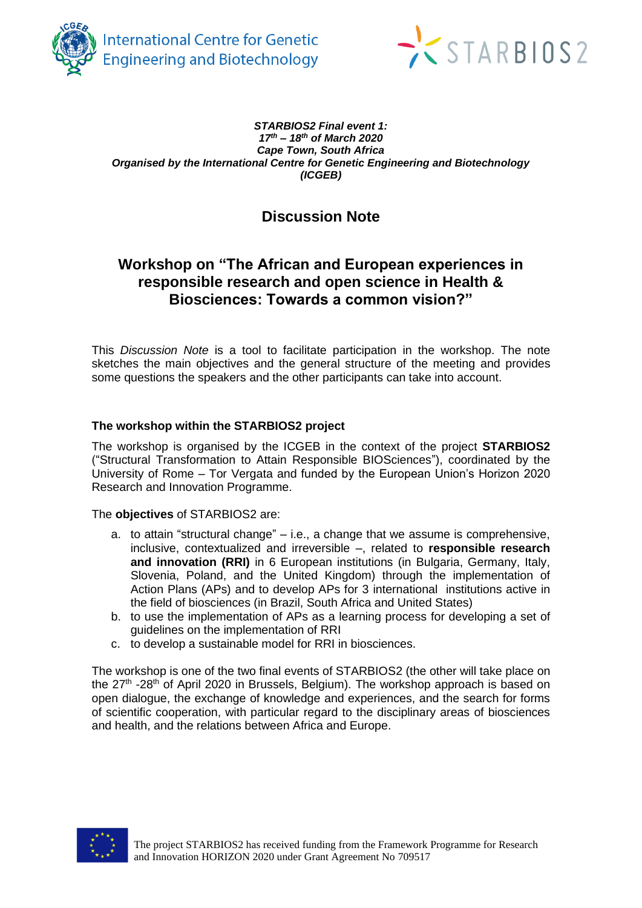*STARBIOS2 Final event 1:*
*17th – 18th of March 2020*
*Cape Town, South Africa*
*Organised by the International Centre for Genetic Engineering and Biotechnology (ICGEB)*

# Discussion Note

## Workshop on "The African and European experiences in responsible research and open science in Health & Biosciences: Towards a common vision?"

This *Discussion Note* is a tool to facilitate participation in the workshop. The note sketches the main objectives and the general structure of the meeting and provides some questions the speakers and the other participants can take into account.

### The workshop within the STARBIOS2 project

The workshop is organised by the ICGEB in the context of the project **STARBIOS2** ("Structural Transformation to Attain Responsible BIOSciences"), coordinated by the University of Rome – Tor Vergata and funded by the European Union's Horizon 2020 Research and Innovation Programme.

The **objectives** of STARBIOS2 are:

a. to attain "structural change" – i.e., a change that we assume is comprehensive, inclusive, contextualized and irreversible –, related to **responsible research and innovation (RRI)** in 6 European institutions (in Bulgaria, Germany, Italy, Slovenia, Poland, and the United Kingdom) through the implementation of Action Plans (APs) and to develop APs for 3 international institutions active in the field of biosciences (in Brazil, South Africa and United States)
b. to use the implementation of APs as a learning process for developing a set of guidelines on the implementation of RRI
c. to develop a sustainable model for RRI in biosciences.

The workshop is one of the two final events of STARBIOS2 (the other will take place on the 27th -28th of April 2020 in Brussels, Belgium). The workshop approach is based on open dialogue, the exchange of knowledge and experiences, and the search for forms of scientific cooperation, with particular regard to the disciplinary areas of biosciences and health, and the relations between Africa and Europe.

The project STARBIOS2 has received funding from the Framework Programme for Research and Innovation HORIZON 2020 under Grant Agreement No 709517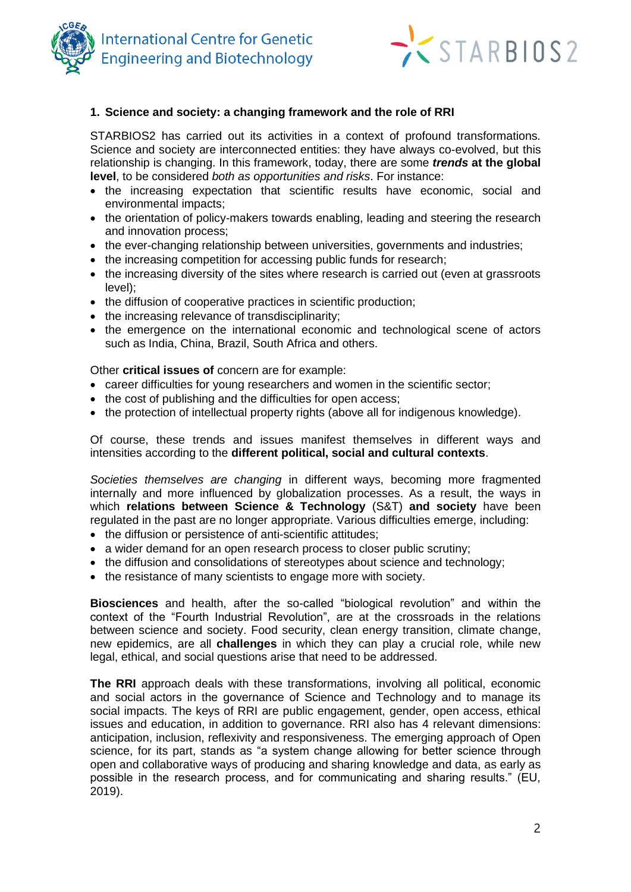## 1. Science and society: a changing framework and the role of RRI

STARBIOS2 has carried out its activities in a context of profound transformations. Science and society are interconnected entities: they have always co-evolved, but this relationship is changing. In this framework, today, there are some ***trends*** **at the global level**, to be considered *both as opportunities and risks*. For instance:

- the increasing expectation that scientific results have economic, social and environmental impacts;
- the orientation of policy-makers towards enabling, leading and steering the research and innovation process;
- the ever-changing relationship between universities, governments and industries;
- the increasing competition for accessing public funds for research;
- the increasing diversity of the sites where research is carried out (even at grassroots level);
- the diffusion of cooperative practices in scientific production;
- the increasing relevance of transdisciplinarity;
- the emergence on the international economic and technological scene of actors such as India, China, Brazil, South Africa and others.

Other **critical issues of** concern are for example:

- career difficulties for young researchers and women in the scientific sector;
- the cost of publishing and the difficulties for open access;
- the protection of intellectual property rights (above all for indigenous knowledge).

Of course, these trends and issues manifest themselves in different ways and intensities according to the **different political, social and cultural contexts**.

*Societies themselves are changing* in different ways, becoming more fragmented internally and more influenced by globalization processes. As a result, the ways in which **relations between Science & Technology** (S&T) **and society** have been regulated in the past are no longer appropriate. Various difficulties emerge, including:

- the diffusion or persistence of anti-scientific attitudes;
- a wider demand for an open research process to closer public scrutiny;
- the diffusion and consolidations of stereotypes about science and technology;
- the resistance of many scientists to engage more with society.

**Biosciences** and health, after the so-called "biological revolution" and within the context of the "Fourth Industrial Revolution", are at the crossroads in the relations between science and society. Food security, clean energy transition, climate change, new epidemics, are all **challenges** in which they can play a crucial role, while new legal, ethical, and social questions arise that need to be addressed.

**The RRI** approach deals with these transformations, involving all political, economic and social actors in the governance of Science and Technology and to manage its social impacts. The keys of RRI are public engagement, gender, open access, ethical issues and education, in addition to governance. RRI also has 4 relevant dimensions: anticipation, inclusion, reflexivity and responsiveness. The emerging approach of Open science, for its part, stands as "a system change allowing for better science through open and collaborative ways of producing and sharing knowledge and data, as early as possible in the research process, and for communicating and sharing results." (EU, 2019).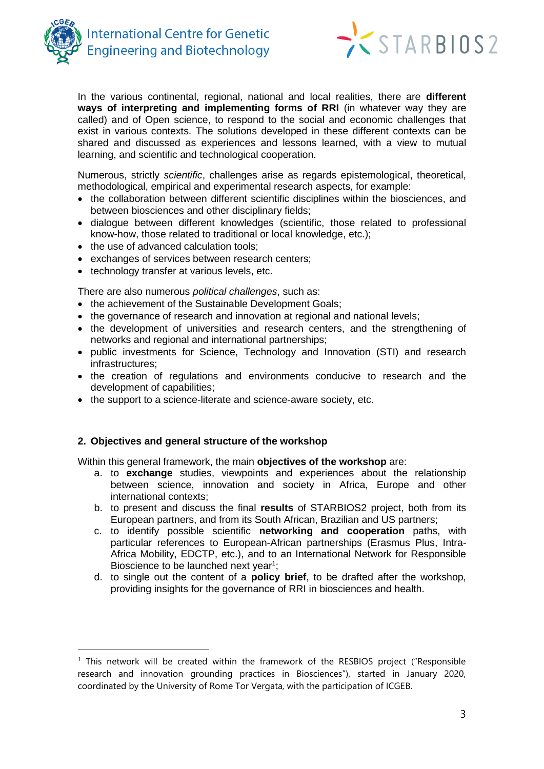In the various continental, regional, national and local realities, there are **different ways of interpreting and implementing forms of RRI** (in whatever way they are called) and of Open science, to respond to the social and economic challenges that exist in various contexts. The solutions developed in these different contexts can be shared and discussed as experiences and lessons learned, with a view to mutual learning, and scientific and technological cooperation.

Numerous, strictly *scientific*, challenges arise as regards epistemological, theoretical, methodological, empirical and experimental research aspects, for example:

- the collaboration between different scientific disciplines within the biosciences, and between biosciences and other disciplinary fields;
- dialogue between different knowledges (scientific, those related to professional know-how, those related to traditional or local knowledge, etc.);
- the use of advanced calculation tools;
- exchanges of services between research centers;
- technology transfer at various levels, etc.

There are also numerous *political challenges*, such as:

- the achievement of the Sustainable Development Goals;
- the governance of research and innovation at regional and national levels;
- the development of universities and research centers, and the strengthening of networks and regional and international partnerships;
- public investments for Science, Technology and Innovation (STI) and research infrastructures;
- the creation of regulations and environments conducive to research and the development of capabilities;
- the support to a science-literate and science-aware society, etc.

## 2. Objectives and general structure of the workshop

Within this general framework, the main **objectives of the workshop** are:

a. to **exchange** studies, viewpoints and experiences about the relationship between science, innovation and society in Africa, Europe and other international contexts;
b. to present and discuss the final **results** of STARBIOS2 project, both from its European partners, and from its South African, Brazilian and US partners;
c. to identify possible scientific **networking and cooperation** paths, with particular references to European-African partnerships (Erasmus Plus, Intra-Africa Mobility, EDCTP, etc.), and to an International Network for Responsible Bioscience to be launched next year[1];
d. to single out the content of a **policy brief**, to be drafted after the workshop, providing insights for the governance of RRI in biosciences and health.

---

[1] This network will be created within the framework of the RESBIOS project ("Responsible research and innovation grounding practices in Biosciences"), started in January 2020, coordinated by the University of Rome Tor Vergata, with the participation of ICGEB.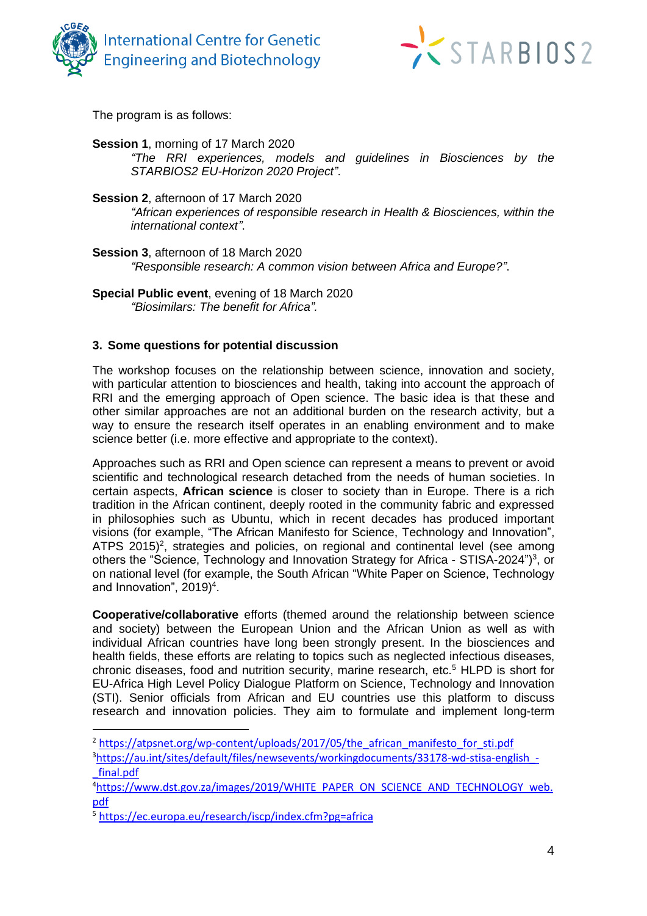The program is as follows:

**Session 1**, morning of 17 March 2020
*"The RRI experiences, models and guidelines in Biosciences by the STARBIOS2 EU-Horizon 2020 Project".*

**Session 2**, afternoon of 17 March 2020
*"African experiences of responsible research in Health & Biosciences, within the international context".*

**Session 3**, afternoon of 18 March 2020
*"Responsible research: A common vision between Africa and Europe?".*

**Special Public event**, evening of 18 March 2020
*"Biosimilars: The benefit for Africa".*

### 3. Some questions for potential discussion

The workshop focuses on the relationship between science, innovation and society, with particular attention to biosciences and health, taking into account the approach of RRI and the emerging approach of Open science. The basic idea is that these and other similar approaches are not an additional burden on the research activity, but a way to ensure the research itself operates in an enabling environment and to make science better (i.e. more effective and appropriate to the context).

Approaches such as RRI and Open science can represent a means to prevent or avoid scientific and technological research detached from the needs of human societies. In certain aspects, **African science** is closer to society than in Europe. There is a rich tradition in the African continent, deeply rooted in the community fabric and expressed in philosophies such as Ubuntu, which in recent decades has produced important visions (for example, "The African Manifesto for Science, Technology and Innovation", ATPS 2015)[2], strategies and policies, on regional and continental level (see among others the "Science, Technology and Innovation Strategy for Africa - STISA-2024")[3], or on national level (for example, the South African "White Paper on Science, Technology and Innovation", 2019)[4].

**Cooperative/collaborative** efforts (themed around the relationship between science and society) between the European Union and the African Union as well as with individual African countries have long been strongly present. In the biosciences and health fields, these efforts are relating to topics such as neglected infectious diseases, chronic diseases, food and nutrition security, marine research, etc.[5] HLPD is short for EU-Africa High Level Policy Dialogue Platform on Science, Technology and Innovation (STI). Senior officials from African and EU countries use this platform to discuss research and innovation policies. They aim to formulate and implement long-term

---

[2] https://atpsnet.org/wp-content/uploads/2017/05/the_african_manifesto_for_sti.pdf

[3] https://au.int/sites/default/files/newsevents/workingdocuments/33178-wd-stisa-english_-_final.pdf

[4] https://www.dst.gov.za/images/2019/WHITE_PAPER_ON_SCIENCE_AND_TECHNOLOGY_web.pdf

[5] https://ec.europa.eu/research/iscp/index.cfm?pg=africa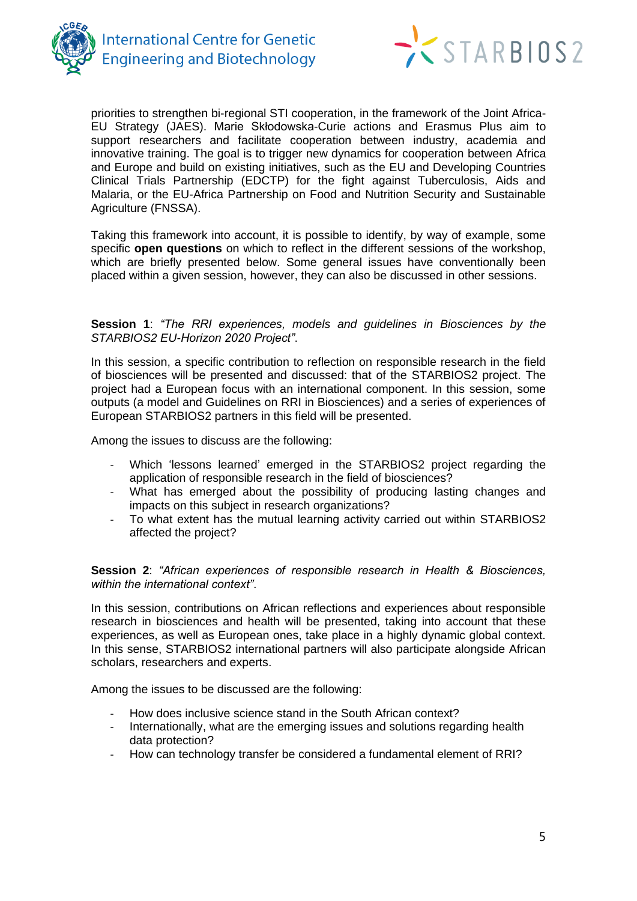priorities to strengthen bi-regional STI cooperation, in the framework of the Joint Africa-EU Strategy (JAES). Marie Skłodowska-Curie actions and Erasmus Plus aim to support researchers and facilitate cooperation between industry, academia and innovative training. The goal is to trigger new dynamics for cooperation between Africa and Europe and build on existing initiatives, such as the EU and Developing Countries Clinical Trials Partnership (EDCTP) for the fight against Tuberculosis, Aids and Malaria, or the EU-Africa Partnership on Food and Nutrition Security and Sustainable Agriculture (FNSSA).

Taking this framework into account, it is possible to identify, by way of example, some specific **open questions** on which to reflect in the different sessions of the workshop, which are briefly presented below. Some general issues have conventionally been placed within a given session, however, they can also be discussed in other sessions.

**Session 1**: *"The RRI experiences, models and guidelines in Biosciences by the STARBIOS2 EU-Horizon 2020 Project"*.

In this session, a specific contribution to reflection on responsible research in the field of biosciences will be presented and discussed: that of the STARBIOS2 project. The project had a European focus with an international component. In this session, some outputs (a model and Guidelines on RRI in Biosciences) and a series of experiences of European STARBIOS2 partners in this field will be presented.

Among the issues to discuss are the following:

- Which 'lessons learned' emerged in the STARBIOS2 project regarding the application of responsible research in the field of biosciences?
- What has emerged about the possibility of producing lasting changes and impacts on this subject in research organizations?
- To what extent has the mutual learning activity carried out within STARBIOS2 affected the project?

**Session 2**: *"African experiences of responsible research in Health & Biosciences, within the international context"*.

In this session, contributions on African reflections and experiences about responsible research in biosciences and health will be presented, taking into account that these experiences, as well as European ones, take place in a highly dynamic global context. In this sense, STARBIOS2 international partners will also participate alongside African scholars, researchers and experts.

Among the issues to be discussed are the following:

- How does inclusive science stand in the South African context?
- Internationally, what are the emerging issues and solutions regarding health data protection?
- How can technology transfer be considered a fundamental element of RRI?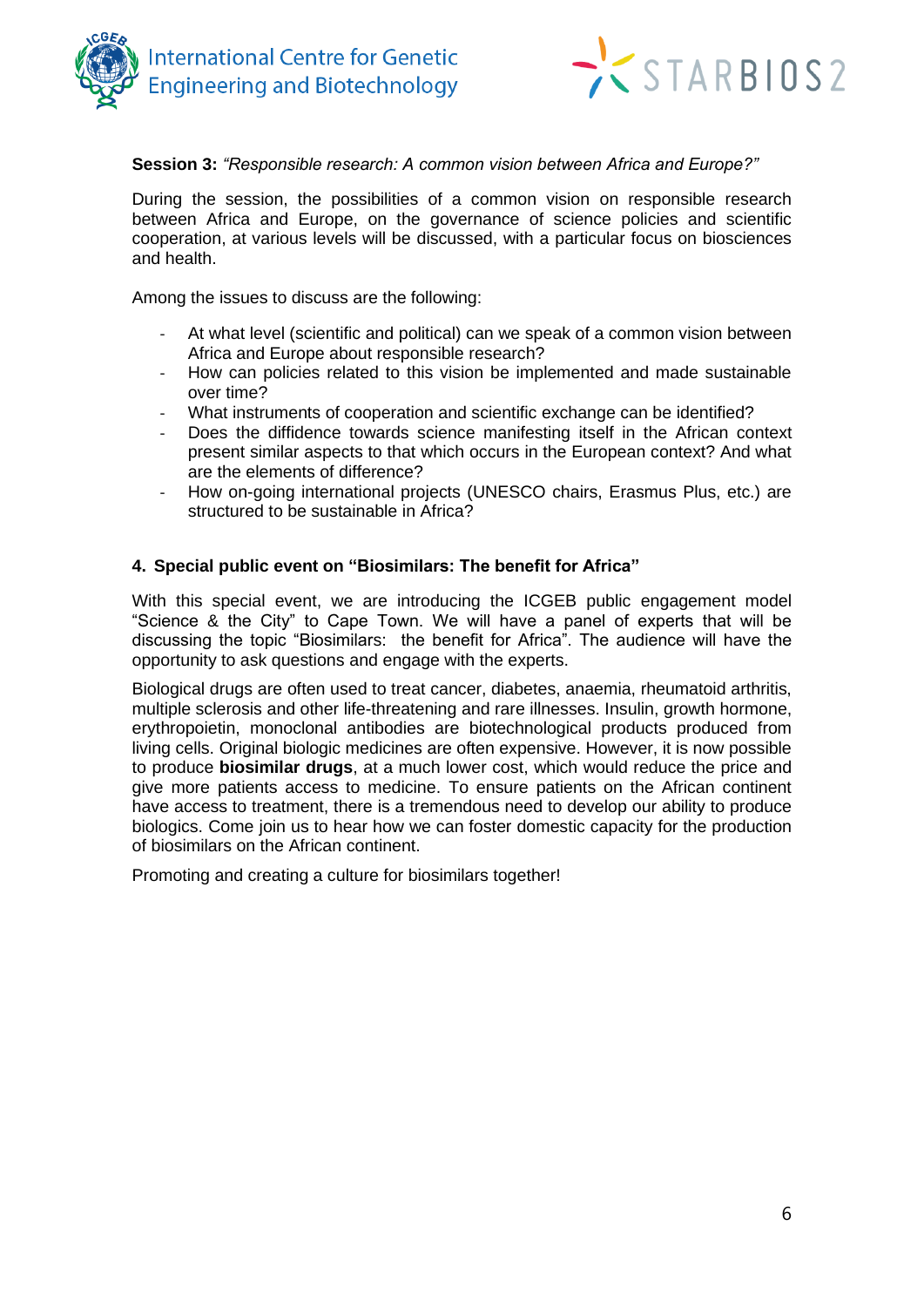**Session 3:** *"Responsible research: A common vision between Africa and Europe?"*

During the session, the possibilities of a common vision on responsible research between Africa and Europe, on the governance of science policies and scientific cooperation, at various levels will be discussed, with a particular focus on biosciences and health.

Among the issues to discuss are the following:

- At what level (scientific and political) can we speak of a common vision between Africa and Europe about responsible research?
- How can policies related to this vision be implemented and made sustainable over time?
- What instruments of cooperation and scientific exchange can be identified?
- Does the diffidence towards science manifesting itself in the African context present similar aspects to that which occurs in the European context? And what are the elements of difference?
- How on-going international projects (UNESCO chairs, Erasmus Plus, etc.) are structured to be sustainable in Africa?

## 4. Special public event on "Biosimilars: The benefit for Africa"

With this special event, we are introducing the ICGEB public engagement model "Science & the City" to Cape Town. We will have a panel of experts that will be discussing the topic "Biosimilars: the benefit for Africa". The audience will have the opportunity to ask questions and engage with the experts.

Biological drugs are often used to treat cancer, diabetes, anaemia, rheumatoid arthritis, multiple sclerosis and other life-threatening and rare illnesses. Insulin, growth hormone, erythropoietin, monoclonal antibodies are biotechnological products produced from living cells. Original biologic medicines are often expensive. However, it is now possible to produce **biosimilar drugs**, at a much lower cost, which would reduce the price and give more patients access to medicine. To ensure patients on the African continent have access to treatment, there is a tremendous need to develop our ability to produce biologics. Come join us to hear how we can foster domestic capacity for the production of biosimilars on the African continent.

Promoting and creating a culture for biosimilars together!